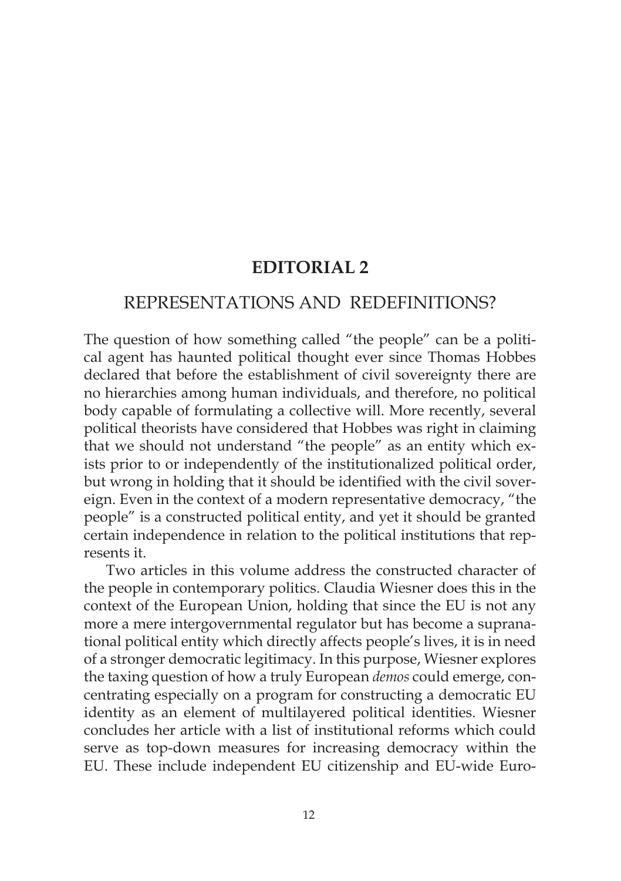# EDITORIAL 2

## REPRESENTATIONS AND REDEFINITIONS?

The question of how something called "the people" can be a political agent has haunted political thought ever since Thomas Hobbes declared that before the establishment of civil sovereignty there are no hierarchies among human individuals, and therefore, no political body capable of formulating a collective will. More recently, several political theorists have considered that Hobbes was right in claiming that we should not understand "the people" as an entity which exists prior to or independently of the institutionalized political order, but wrong in holding that it should be identified with the civil sovereign. Even in the context of a modern representative democracy, "the people" is a constructed political entity, and yet it should be granted certain independence in relation to the political institutions that represents it.

Two articles in this volume address the constructed character of the people in contemporary politics. Claudia Wiesner does this in the context of the European Union, holding that since the EU is not any more a mere intergovernmental regulator but has become a supranational political entity which directly affects people's lives, it is in need of a stronger democratic legitimacy. In this purpose, Wiesner explores the taxing question of how a truly European *demos* could emerge, concentrating especially on a program for constructing a democratic EU identity as an element of multilayered political identities. Wiesner concludes her article with a list of institutional reforms which could serve as top-down measures for increasing democracy within the EU. These include independent EU citizenship and EU-wide Euro-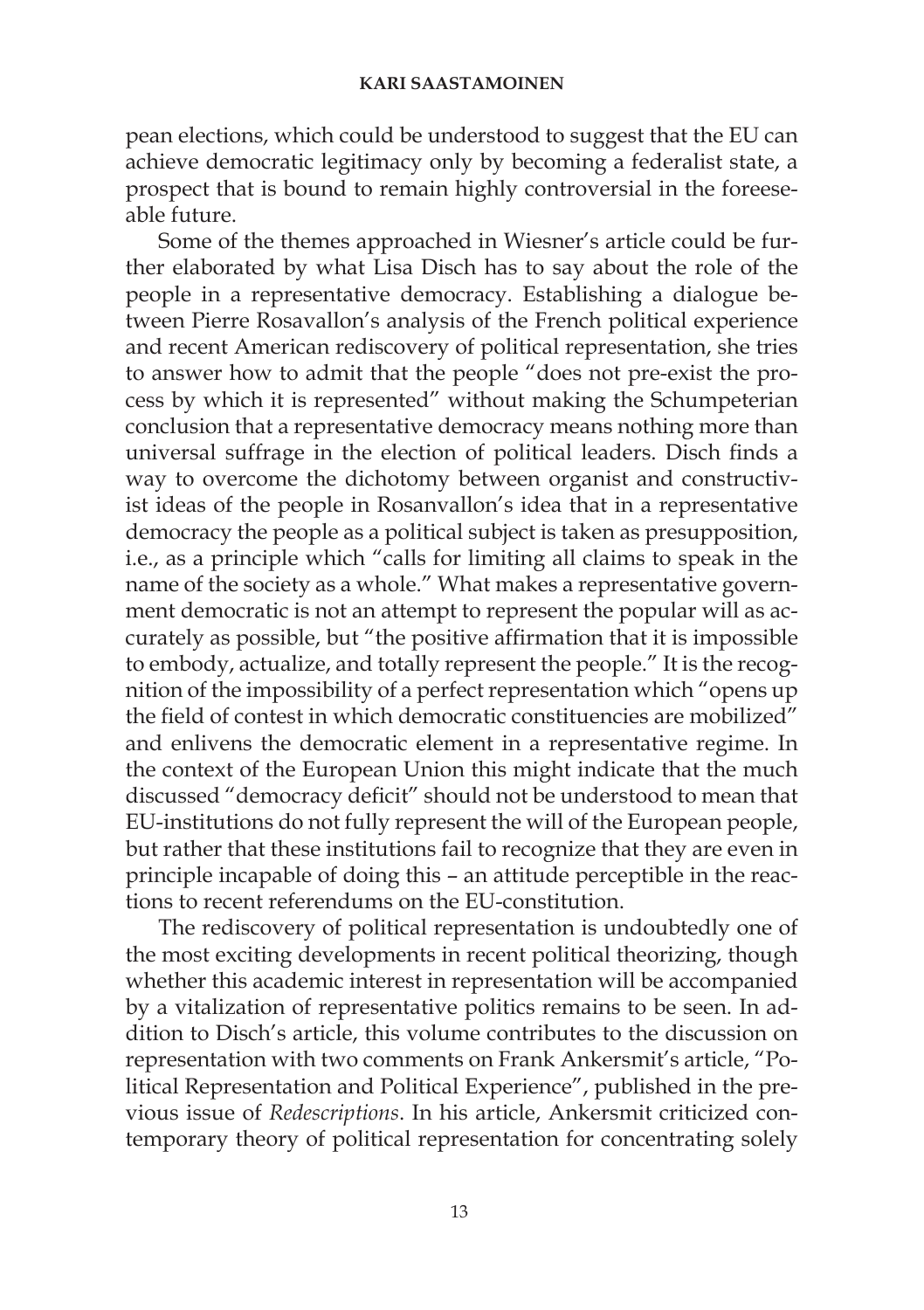pean elections, which could be understood to suggest that the EU can achieve democratic legitimacy only by becoming a federalist state, a prospect that is bound to remain highly controversial in the foreseeable future.

Some of the themes approached in Wiesner's article could be further elaborated by what Lisa Disch has to say about the role of the people in a representative democracy. Establishing a dialogue between Pierre Rosavallon's analysis of the French political experience and recent American rediscovery of political representation, she tries to answer how to admit that the people "does not pre-exist the process by which it is represented" without making the Schumpeterian conclusion that a representative democracy means nothing more than universal suffrage in the election of political leaders. Disch finds a way to overcome the dichotomy between organist and constructivist ideas of the people in Rosanvallon's idea that in a representative democracy the people as a political subject is taken as presupposition, i.e., as a principle which "calls for limiting all claims to speak in the name of the society as a whole." What makes a representative government democratic is not an attempt to represent the popular will as accurately as possible, but "the positive affirmation that it is impossible to embody, actualize, and totally represent the people." It is the recognition of the impossibility of a perfect representation which "opens up the field of contest in which democratic constituencies are mobilized" and enlivens the democratic element in a representative regime. In the context of the European Union this might indicate that the much discussed "democracy deficit" should not be understood to mean that EU-institutions do not fully represent the will of the European people, but rather that these institutions fail to recognize that they are even in principle incapable of doing this – an attitude perceptible in the reactions to recent referendums on the EU-constitution.

The rediscovery of political representation is undoubtedly one of the most exciting developments in recent political theorizing, though whether this academic interest in representation will be accompanied by a vitalization of representative politics remains to be seen. In addition to Disch's article, this volume contributes to the discussion on representation with two comments on Frank Ankersmit's article, "Political Representation and Political Experience", published in the previous issue of *Redescriptions*. In his article, Ankersmit criticized contemporary theory of political representation for concentrating solely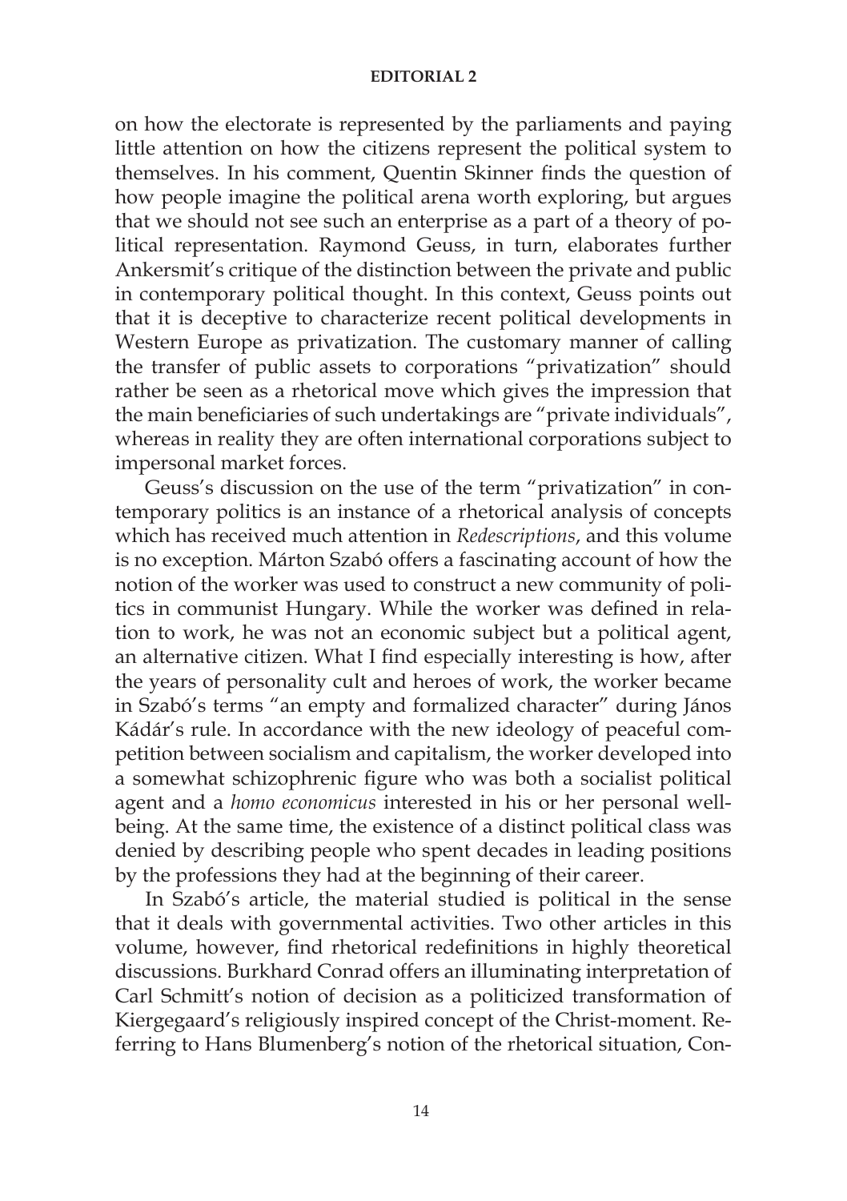on how the electorate is represented by the parliaments and paying little attention on how the citizens represent the political system to themselves. In his comment, Quentin Skinner finds the question of how people imagine the political arena worth exploring, but argues that we should not see such an enterprise as a part of a theory of political representation. Raymond Geuss, in turn, elaborates further Ankersmit's critique of the distinction between the private and public in contemporary political thought. In this context, Geuss points out that it is deceptive to characterize recent political developments in Western Europe as privatization. The customary manner of calling the transfer of public assets to corporations "privatization" should rather be seen as a rhetorical move which gives the impression that the main beneficiaries of such undertakings are "private individuals", whereas in reality they are often international corporations subject to impersonal market forces.

Geuss's discussion on the use of the term "privatization" in contemporary politics is an instance of a rhetorical analysis of concepts which has received much attention in *Redescriptions*, and this volume is no exception. Márton Szabó offers a fascinating account of how the notion of the worker was used to construct a new community of politics in communist Hungary. While the worker was defined in relation to work, he was not an economic subject but a political agent, an alternative citizen. What I find especially interesting is how, after the years of personality cult and heroes of work, the worker became in Szabó's terms "an empty and formalized character" during János Kádár's rule. In accordance with the new ideology of peaceful competition between socialism and capitalism, the worker developed into a somewhat schizophrenic figure who was both a socialist political agent and a *homo economicus* interested in his or her personal well-being. At the same time, the existence of a distinct political class was denied by describing people who spent decades in leading positions by the professions they had at the beginning of their career.

In Szabó's article, the material studied is political in the sense that it deals with governmental activities. Two other articles in this volume, however, find rhetorical redefinitions in highly theoretical discussions. Burkhard Conrad offers an illuminating interpretation of Carl Schmitt's notion of decision as a politicized transformation of Kiergegaard's religiously inspired concept of the Christ-moment. Referring to Hans Blumenberg's notion of the rhetorical situation, Con-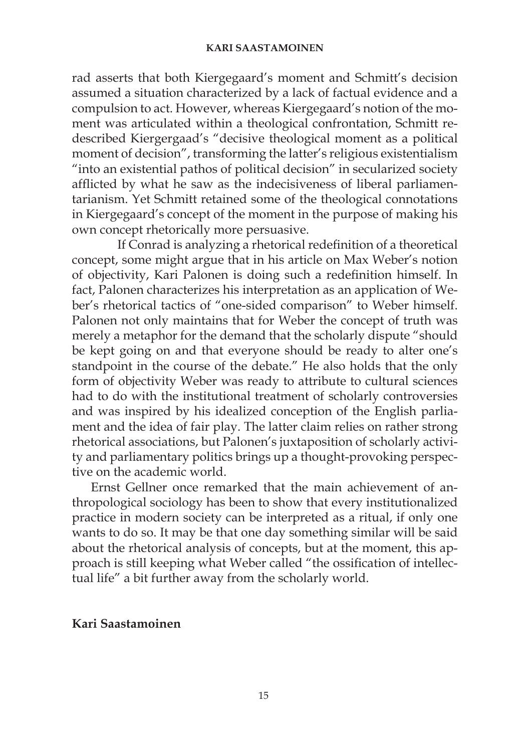rad asserts that both Kiergegaard's moment and Schmitt's decision assumed a situation characterized by a lack of factual evidence and a compulsion to act. However, whereas Kiergegaard's notion of the moment was articulated within a theological confrontation, Schmitt redescribed Kiergergaad's "decisive theological moment as a political moment of decision", transforming the latter's religious existentialism "into an existential pathos of political decision" in secularized society afflicted by what he saw as the indecisiveness of liberal parliamentarianism. Yet Schmitt retained some of the theological connotations in Kiergegaard's concept of the moment in the purpose of making his own concept rhetorically more persuasive.

If Conrad is analyzing a rhetorical redefinition of a theoretical concept, some might argue that in his article on Max Weber's notion of objectivity, Kari Palonen is doing such a redefinition himself. In fact, Palonen characterizes his interpretation as an application of Weber's rhetorical tactics of "one-sided comparison" to Weber himself. Palonen not only maintains that for Weber the concept of truth was merely a metaphor for the demand that the scholarly dispute "should be kept going on and that everyone should be ready to alter one's standpoint in the course of the debate." He also holds that the only form of objectivity Weber was ready to attribute to cultural sciences had to do with the institutional treatment of scholarly controversies and was inspired by his idealized conception of the English parliament and the idea of fair play. The latter claim relies on rather strong rhetorical associations, but Palonen's juxtaposition of scholarly activity and parliamentary politics brings up a thought-provoking perspective on the academic world.

Ernst Gellner once remarked that the main achievement of anthropological sociology has been to show that every institutionalized practice in modern society can be interpreted as a ritual, if only one wants to do so. It may be that one day something similar will be said about the rhetorical analysis of concepts, but at the moment, this approach is still keeping what Weber called "the ossification of intellectual life" a bit further away from the scholarly world.

**Kari Saastamoinen**